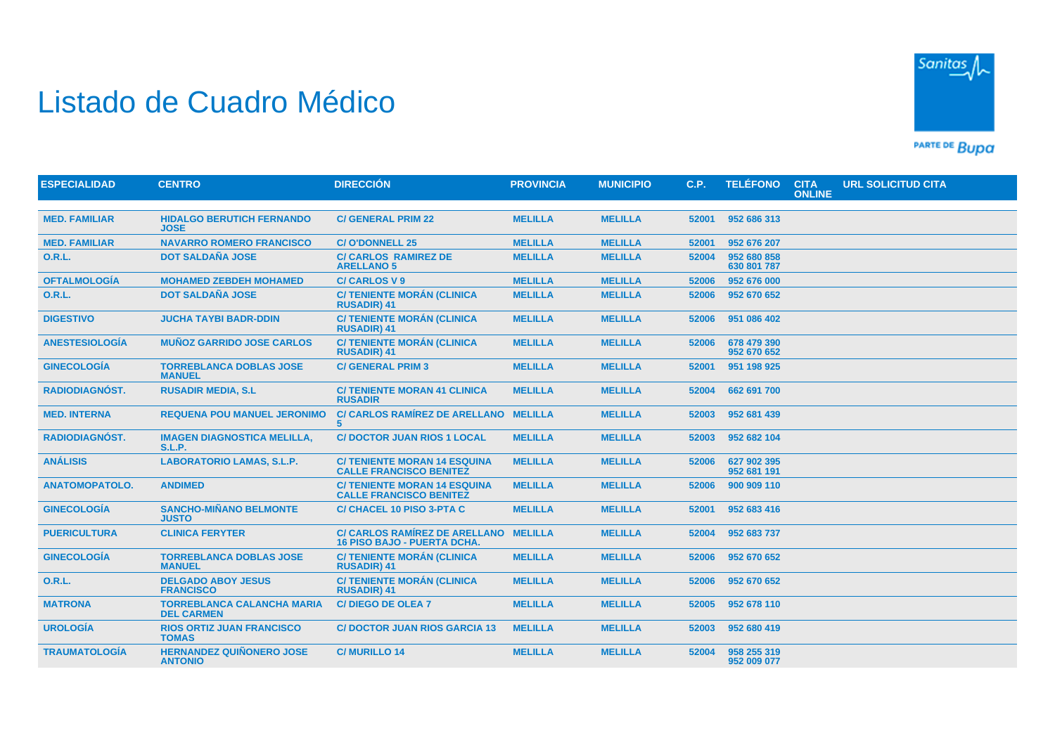# Listado de Cuadro Médico

| ESPECIALIDAD | CENTRO | DIRECCIÓN | PROVINCIA | MUNICIPIO | C.P. | TELÉFONO | CITA ONLINE | URL SOLICITUD CITA |
|---|---|---|---|---|---|---|---|---|
| MED. FAMILIAR | HIDALGO BERUTICH FERNANDO JOSE | C/ GENERAL PRIM 22 | MELILLA | MELILLA | 52001 | 952 686 313 | | |
| MED. FAMILIAR | NAVARRO ROMERO FRANCISCO | C/ O'DONNELL 25 | MELILLA | MELILLA | 52001 | 952 676 207 | | |
| O.R.L. | DOT SALDAÑA JOSE | C/ CARLOS RAMIREZ DE ARELLANO 5 | MELILLA | MELILLA | 52004 | 952 680 858<br>630 801 787 | | |
| OFTALMOLOGÍA | MOHAMED ZEBDEH MOHAMED | C/ CARLOS V 9 | MELILLA | MELILLA | 52006 | 952 676 000 | | |
| O.R.L. | DOT SALDAÑA JOSE | C/ TENIENTE MORÁN (CLINICA RUSADIR) 41 | MELILLA | MELILLA | 52006 | 952 670 652 | | |
| DIGESTIVO | JUCHA TAYBI BADR-DDIN | C/ TENIENTE MORÁN (CLINICA RUSADIR) 41 | MELILLA | MELILLA | 52006 | 951 086 402 | | |
| ANESTESIOLOGÍA | MUÑOZ GARRIDO JOSE CARLOS | C/ TENIENTE MORÁN (CLINICA RUSADIR) 41 | MELILLA | MELILLA | 52006 | 678 479 390<br>952 670 652 | | |
| GINECOLOGÍA | TORREBLANCA DOBLAS JOSE MANUEL | C/ GENERAL PRIM 3 | MELILLA | MELILLA | 52001 | 951 198 925 | | |
| RADIODIAGNÓST. | RUSADIR MEDIA, S.L | C/ TENIENTE MORAN 41 CLINICA RUSADIR | MELILLA | MELILLA | 52004 | 662 691 700 | | |
| MED. INTERNA | REQUENA POU MANUEL JERONIMO | C/ CARLOS RAMÍREZ DE ARELLANO 5 | MELILLA | MELILLA | 52003 | 952 681 439 | | |
| RADIODIAGNÓST. | IMAGEN DIAGNOSTICA MELILLA, S.L.P. | C/ DOCTOR JUAN RIOS 1 LOCAL | MELILLA | MELILLA | 52003 | 952 682 104 | | |
| ANÁLISIS | LABORATORIO LAMAS, S.L.P. | C/ TENIENTE MORAN 14 ESQUINA CALLE FRANCISCO BENITEZ | MELILLA | MELILLA | 52006 | 627 902 395<br>952 681 191 | | |
| ANATOMOPATOLO. | ANDIMED | C/ TENIENTE MORAN 14 ESQUINA CALLE FRANCISCO BENITEZ | MELILLA | MELILLA | 52006 | 900 909 110 | | |
| GINECOLOGÍA | SANCHO-MIÑANO BELMONTE JUSTO | C/ CHACEL 10 PISO 3-PTA C | MELILLA | MELILLA | 52001 | 952 683 416 | | |
| PUERICULTURA | CLINICA FERYTER | C/ CARLOS RAMÍREZ DE ARELLANO 16 PISO BAJO - PUERTA DCHA. | MELILLA | MELILLA | 52004 | 952 683 737 | | |
| GINECOLOGÍA | TORREBLANCA DOBLAS JOSE MANUEL | C/ TENIENTE MORÁN (CLINICA RUSADIR) 41 | MELILLA | MELILLA | 52006 | 952 670 652 | | |
| O.R.L. | DELGADO ABOY JESUS FRANCISCO | C/ TENIENTE MORÁN (CLINICA RUSADIR) 41 | MELILLA | MELILLA | 52006 | 952 670 652 | | |
| MATRONA | TORREBLANCA CALANCHA MARIA DEL CARMEN | C/ DIEGO DE OLEA 7 | MELILLA | MELILLA | 52005 | 952 678 110 | | |
| UROLOGÍA | RIOS ORTIZ JUAN FRANCISCO TOMAS | C/ DOCTOR JUAN RIOS GARCIA 13 | MELILLA | MELILLA | 52003 | 952 680 419 | | |
| TRAUMATOLOGÍA | HERNANDEZ QUIÑONERO JOSE ANTONIO | C/ MURILLO 14 | MELILLA | MELILLA | 52004 | 958 255 319<br>952 009 077 | | |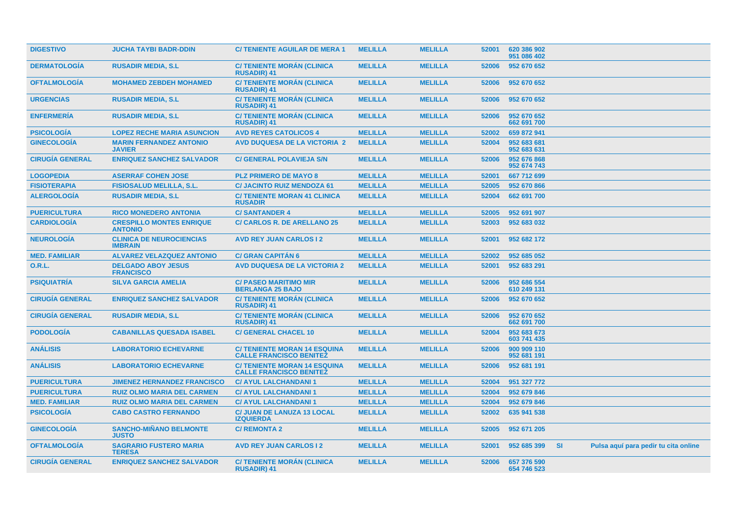| DIGESTIVO | JUCHA TAYBI BADR-DDIN | C/ TENIENTE AGUILAR DE MERA 1 | MELILLA | MELILLA | 52001 | 620 386 902<br>951 086 402 | | |
|---|---|---|---|---|---|---|---|---|
| DERMATOLOGÍA | RUSADIR MEDIA, S.L | C/ TENIENTE MORÁN (CLINICA RUSADIR) 41 | MELILLA | MELILLA | 52006 | 952 670 652 | | |
| OFTALMOLOGÍA | MOHAMED ZEBDEH MOHAMED | C/ TENIENTE MORÁN (CLINICA RUSADIR) 41 | MELILLA | MELILLA | 52006 | 952 670 652 | | |
| URGENCIAS | RUSADIR MEDIA, S.L | C/ TENIENTE MORÁN (CLINICA RUSADIR) 41 | MELILLA | MELILLA | 52006 | 952 670 652 | | |
| ENFERMERÍA | RUSADIR MEDIA, S.L | C/ TENIENTE MORÁN (CLINICA RUSADIR) 41 | MELILLA | MELILLA | 52006 | 952 670 652<br>662 691 700 | | |
| PSICOLOGÍA | LOPEZ RECHE MARIA ASUNCION | AVD REYES CATOLICOS 4 | MELILLA | MELILLA | 52002 | 659 872 941 | | |
| GINECOLOGÍA | MARIN FERNANDEZ ANTONIO JAVIER | AVD DUQUESA DE LA VICTORIA 2 | MELILLA | MELILLA | 52004 | 952 683 681<br>952 683 631 | | |
| CIRUGÍA GENERAL | ENRIQUEZ SANCHEZ SALVADOR | C/ GENERAL POLAVIEJA S/N | MELILLA | MELILLA | 52006 | 952 676 868<br>952 674 743 | | |
| LOGOPEDIA | ASERRAF COHEN JOSE | PLZ PRIMERO DE MAYO 8 | MELILLA | MELILLA | 52001 | 667 712 699 | | |
| FISIOTERAPIA | FISIOSALUD MELILLA, S.L. | C/ JACINTO RUIZ MENDOZA 61 | MELILLA | MELILLA | 52005 | 952 670 866 | | |
| ALERGOLOGÍA | RUSADIR MEDIA, S.L | C/ TENIENTE MORAN 41 CLINICA RUSADIR | MELILLA | MELILLA | 52004 | 662 691 700 | | |
| PUERICULTURA | RICO MONEDERO ANTONIA | C/ SANTANDER 4 | MELILLA | MELILLA | 52005 | 952 691 907 | | |
| CARDIOLOGÍA | CRESPILLO MONTES ENRIQUE ANTONIO | C/ CARLOS R. DE ARELLANO 25 | MELILLA | MELILLA | 52003 | 952 683 032 | | |
| NEUROLOGÍA | CLINICA DE NEUROCIENCIAS IMBRAIN | AVD REY JUAN CARLOS I 2 | MELILLA | MELILLA | 52001 | 952 682 172 | | |
| MED. FAMILIAR | ALVAREZ VELAZQUEZ ANTONIO | C/ GRAN CAPITÁN 6 | MELILLA | MELILLA | 52002 | 952 685 052 | | |
| O.R.L. | DELGADO ABOY JESUS FRANCISCO | AVD DUQUESA DE LA VICTORIA 2 | MELILLA | MELILLA | 52001 | 952 683 291 | | |
| PSIQUIATRÍA | SILVA GARCIA AMELIA | C/ PASEO MARITIMO MIR BERLANGA 25 BAJO | MELILLA | MELILLA | 52006 | 952 686 554<br>610 249 131 | | |
| CIRUGÍA GENERAL | ENRIQUEZ SANCHEZ SALVADOR | C/ TENIENTE MORÁN (CLINICA RUSADIR) 41 | MELILLA | MELILLA | 52006 | 952 670 652 | | |
| CIRUGÍA GENERAL | RUSADIR MEDIA, S.L | C/ TENIENTE MORÁN (CLINICA RUSADIR) 41 | MELILLA | MELILLA | 52006 | 952 670 652<br>662 691 700 | | |
| PODOLOGÍA | CABANILLAS QUESADA ISABEL | C/ GENERAL CHACEL 10 | MELILLA | MELILLA | 52004 | 952 683 673<br>603 741 435 | | |
| ANÁLISIS | LABORATORIO ECHEVARNE | C/ TENIENTE MORAN 14 ESQUINA CALLE FRANCISCO BENITEZ | MELILLA | MELILLA | 52006 | 900 909 110<br>952 681 191 | | |
| ANÁLISIS | LABORATORIO ECHEVARNE | C/ TENIENTE MORAN 14 ESQUINA CALLE FRANCISCO BENITEZ | MELILLA | MELILLA | 52006 | 952 681 191 | | |
| PUERICULTURA | JIMENEZ HERNANDEZ FRANCISCO | C/ AYUL LALCHANDANI 1 | MELILLA | MELILLA | 52004 | 951 327 772 | | |
| PUERICULTURA | RUIZ OLMO MARIA DEL CARMEN | C/ AYUL LALCHANDANI 1 | MELILLA | MELILLA | 52004 | 952 679 846 | | |
| MED. FAMILIAR | RUIZ OLMO MARIA DEL CARMEN | C/ AYUL LALCHANDANI 1 | MELILLA | MELILLA | 52004 | 952 679 846 | | |
| PSICOLOGÍA | CABO CASTRO FERNANDO | C/ JUAN DE LANUZA 13 LOCAL IZQUIERDA | MELILLA | MELILLA | 52002 | 635 941 538 | | |
| GINECOLOGÍA | SANCHO-MIÑANO BELMONTE JUSTO | C/ REMONTA 2 | MELILLA | MELILLA | 52005 | 952 671 205 | | |
| OFTALMOLOGÍA | SAGRARIO FUSTERO MARIA TERESA | AVD REY JUAN CARLOS I 2 | MELILLA | MELILLA | 52001 | 952 685 399 | SI | Pulsa aquí para pedir tu cita online |
| CIRUGÍA GENERAL | ENRIQUEZ SANCHEZ SALVADOR | C/ TENIENTE MORÁN (CLINICA RUSADIR) 41 | MELILLA | MELILLA | 52006 | 657 376 590<br>654 746 523 | | |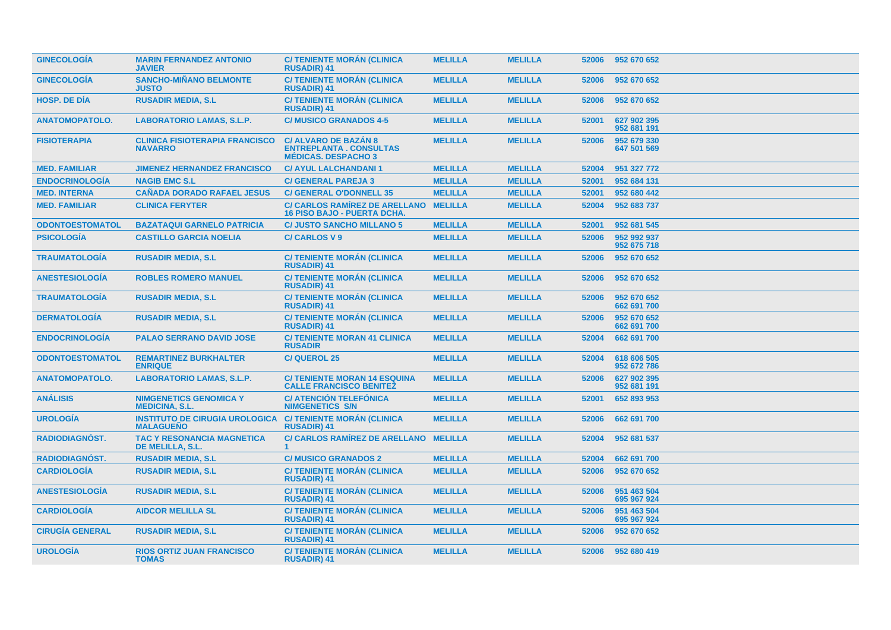| | | | | | | |
|---|---|---|---|---|---|---|
| GINECOLOGÍA | MARIN FERNANDEZ ANTONIO JAVIER | C/ TENIENTE MORÁN (CLINICA RUSADIR) 41 | MELILLA | MELILLA | 52006 | 952 670 652 |
| GINECOLOGÍA | SANCHO-MIÑANO BELMONTE JUSTO | C/ TENIENTE MORÁN (CLINICA RUSADIR) 41 | MELILLA | MELILLA | 52006 | 952 670 652 |
| HOSP. DE DÍA | RUSADIR MEDIA, S.L | C/ TENIENTE MORÁN (CLINICA RUSADIR) 41 | MELILLA | MELILLA | 52006 | 952 670 652 |
| ANATOMOPATOLO. | LABORATORIO LAMAS, S.L.P. | C/ MUSICO GRANADOS 4-5 | MELILLA | MELILLA | 52001 | 627 902 395<br>952 681 191 |
| FISIOTERAPIA | CLINICA FISIOTERAPIA FRANCISCO NAVARRO | C/ ALVARO DE BAZÁN 8 ENTREPLANTA . CONSULTAS MÉDICAS. DESPACHO 3 | MELILLA | MELILLA | 52006 | 952 679 330<br>647 501 569 |
| MED. FAMILIAR | JIMENEZ HERNANDEZ FRANCISCO | C/ AYUL LALCHANDANI 1 | MELILLA | MELILLA | 52004 | 951 327 772 |
| ENDOCRINOLOGÍA | NAGIB EMC S.L | C/ GENERAL PAREJA 3 | MELILLA | MELILLA | 52001 | 952 684 131 |
| MED. INTERNA | CAÑADA DORADO RAFAEL JESUS | C/ GENERAL O'DONNELL 35 | MELILLA | MELILLA | 52001 | 952 680 442 |
| MED. FAMILIAR | CLINICA FERYTER | C/ CARLOS RAMÍREZ DE ARELLANO 16 PISO BAJO - PUERTA DCHA. | MELILLA | MELILLA | 52004 | 952 683 737 |
| ODONTOESTOMATOL | BAZATAQUI GARNELO PATRICIA | C/ JUSTO SANCHO MILLANO 5 | MELILLA | MELILLA | 52001 | 952 681 545 |
| PSICOLOGÍA | CASTILLO GARCIA NOELIA | C/ CARLOS V 9 | MELILLA | MELILLA | 52006 | 952 992 937<br>952 675 718 |
| TRAUMATOLOGÍA | RUSADIR MEDIA, S.L | C/ TENIENTE MORÁN (CLINICA RUSADIR) 41 | MELILLA | MELILLA | 52006 | 952 670 652 |
| ANESTESIOLOGÍA | ROBLES ROMERO MANUEL | C/ TENIENTE MORÁN (CLINICA RUSADIR) 41 | MELILLA | MELILLA | 52006 | 952 670 652 |
| TRAUMATOLOGÍA | RUSADIR MEDIA, S.L | C/ TENIENTE MORÁN (CLINICA RUSADIR) 41 | MELILLA | MELILLA | 52006 | 952 670 652<br>662 691 700 |
| DERMATOLOGÍA | RUSADIR MEDIA, S.L | C/ TENIENTE MORÁN (CLINICA RUSADIR) 41 | MELILLA | MELILLA | 52006 | 952 670 652<br>662 691 700 |
| ENDOCRINOLOGÍA | PALAO SERRANO DAVID JOSE | C/ TENIENTE MORAN 41 CLINICA RUSADIR | MELILLA | MELILLA | 52004 | 662 691 700 |
| ODONTOESTOMATOL | REMARTINEZ BURKHALTER ENRIQUE | C/ QUEROL 25 | MELILLA | MELILLA | 52004 | 618 606 505<br>952 672 786 |
| ANATOMOPATOLO. | LABORATORIO LAMAS, S.L.P. | C/ TENIENTE MORAN 14 ESQUINA CALLE FRANCISCO BENITEZ | MELILLA | MELILLA | 52006 | 627 902 395<br>952 681 191 |
| ANÁLISIS | NIMGENETICS GENOMICA Y MEDICINA, S.L. | C/ ATENCIÓN TELEFÓNICA NIMGENETICS S/N | MELILLA | MELILLA | 52001 | 652 893 953 |
| UROLOGÍA | INSTITUTO DE CIRUGIA UROLOGICA MALAGUEÑO | C/ TENIENTE MORÁN (CLINICA RUSADIR) 41 | MELILLA | MELILLA | 52006 | 662 691 700 |
| RADIODIAGNÓST. | TAC Y RESONANCIA MAGNETICA DE MELILLA, S.L. | C/ CARLOS RAMÍREZ DE ARELLANO 1 | MELILLA | MELILLA | 52004 | 952 681 537 |
| RADIODIAGNÓST. | RUSADIR MEDIA, S.L | C/ MUSICO GRANADOS 2 | MELILLA | MELILLA | 52004 | 662 691 700 |
| CARDIOLOGÍA | RUSADIR MEDIA, S.L | C/ TENIENTE MORÁN (CLINICA RUSADIR) 41 | MELILLA | MELILLA | 52006 | 952 670 652 |
| ANESTESIOLOGÍA | RUSADIR MEDIA, S.L | C/ TENIENTE MORÁN (CLINICA RUSADIR) 41 | MELILLA | MELILLA | 52006 | 951 463 504<br>695 967 924 |
| CARDIOLOGÍA | AIDCOR MELILLA SL | C/ TENIENTE MORÁN (CLINICA RUSADIR) 41 | MELILLA | MELILLA | 52006 | 951 463 504<br>695 967 924 |
| CIRUGÍA GENERAL | RUSADIR MEDIA, S.L | C/ TENIENTE MORÁN (CLINICA RUSADIR) 41 | MELILLA | MELILLA | 52006 | 952 670 652 |
| UROLOGÍA | RIOS ORTIZ JUAN FRANCISCO TOMAS | C/ TENIENTE MORÁN (CLINICA RUSADIR) 41 | MELILLA | MELILLA | 52006 | 952 680 419 |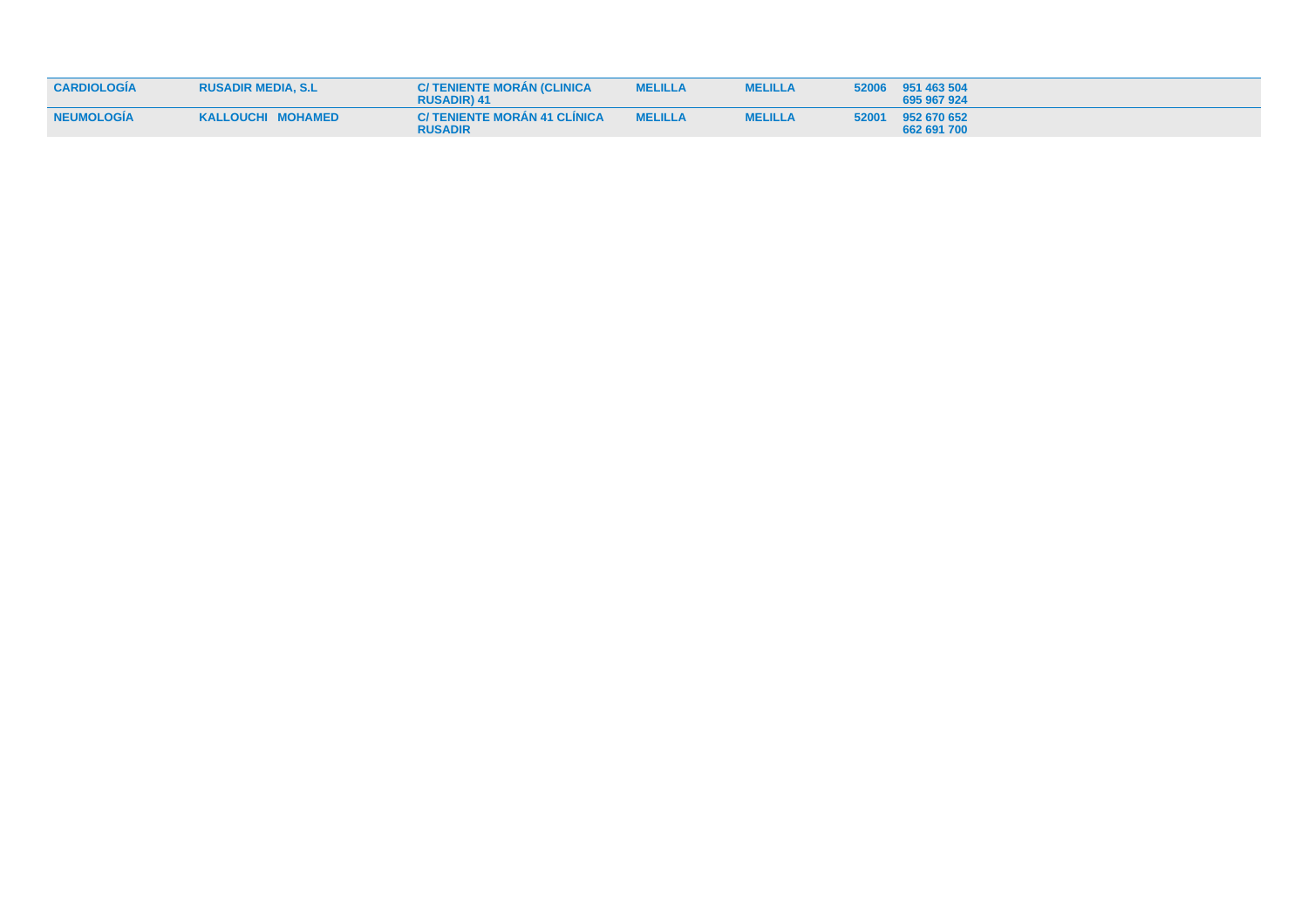| | | | | | | |
|---|---|---|---|---|---|---|
| CARDIOLOGÍA | RUSADIR MEDIA, S.L | C/ TENIENTE MORÁN (CLINICA RUSADIR) 41 | MELILLA | MELILLA | 52006 | 951 463 504 695 967 924 |
| NEUMOLOGÍA | KALLOUCHI MOHAMED | C/ TENIENTE MORÁN 41 CLÍNICA RUSADIR | MELILLA | MELILLA | 52001 | 952 670 652 662 691 700 |